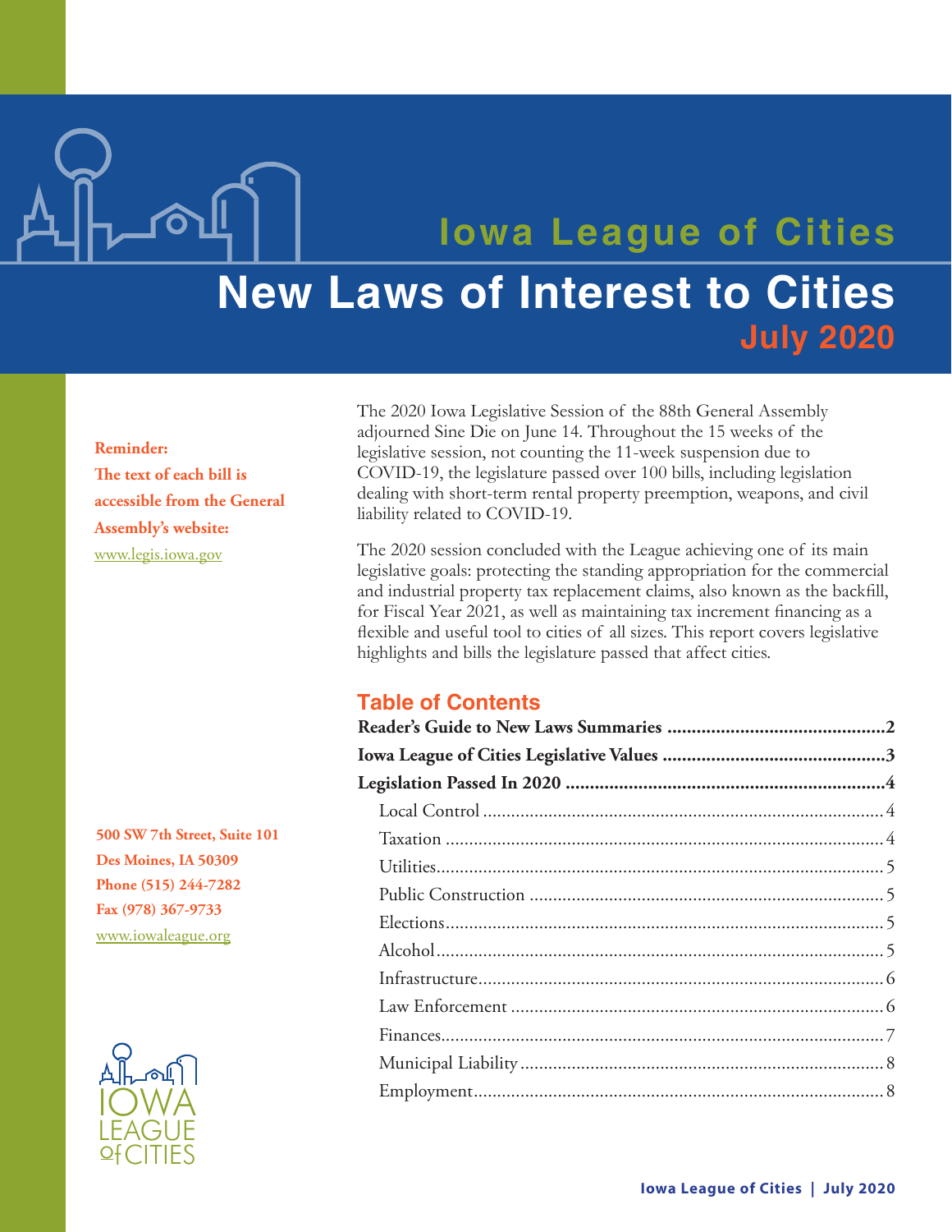# Iowa League of Cities

# New Laws of Interest to Cities

## July 2020

**Reminder:**
**The text of each bill is accessible from the General Assembly's website:**
www.legis.iowa.gov

The 2020 Iowa Legislative Session of the 88th General Assembly adjourned Sine Die on June 14. Throughout the 15 weeks of the legislative session, not counting the 11-week suspension due to COVID-19, the legislature passed over 100 bills, including legislation dealing with short-term rental property preemption, weapons, and civil liability related to COVID-19.

The 2020 session concluded with the League achieving one of its main legislative goals: protecting the standing appropriation for the commercial and industrial property tax replacement claims, also known as the backfill, for Fiscal Year 2021, as well as maintaining tax increment financing as a flexible and useful tool to cities of all sizes. This report covers legislative highlights and bills the legislature passed that affect cities.

## Table of Contents

**Reader's Guide to New Laws Summaries** .......... **2**
**Iowa League of Cities Legislative Values** .......... **3**
**Legislation Passed In 2020** .......... **4**
- Local Control .......... 4
- Taxation .......... 4
- Utilities .......... 5
- Public Construction .......... 5
- Elections .......... 5
- Alcohol .......... 5
- Infrastructure .......... 6
- Law Enforcement .......... 6
- Finances .......... 7
- Municipal Liability .......... 8
- Employment .......... 8

**500 SW 7th Street, Suite 101**
**Des Moines, IA 50309**
**Phone (515) 244-7282**
**Fax (978) 367-9733**
www.iowaleague.org

IOWA LEAGUE of CITIES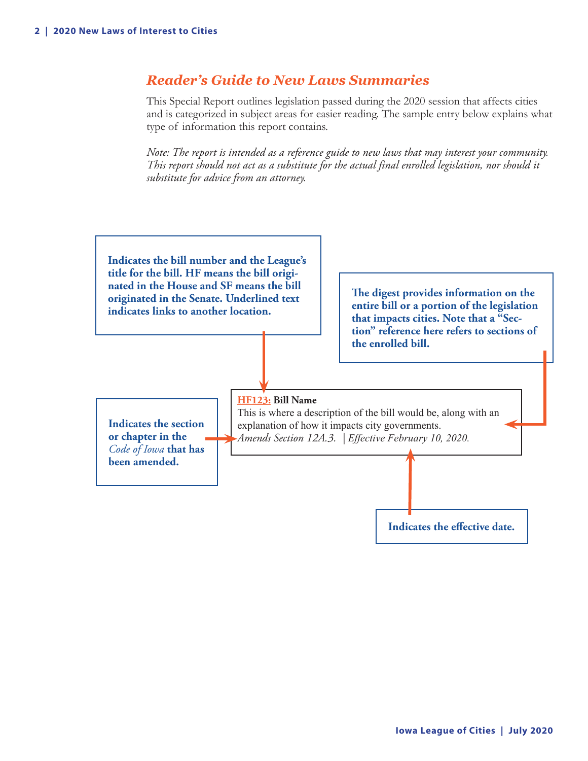## *Reader's Guide to New Laws Summaries*

This Special Report outlines legislation passed during the 2020 session that affects cities and is categorized in subject areas for easier reading. The sample entry below explains what type of information this report contains.

*Note: The report is intended as a reference guide to new laws that may interest your community. This report should not act as a substitute for the actual final enrolled legislation, nor should it substitute for advice from an attorney.*

**Indicates the bill number and the League's title for the bill. HF means the bill originated in the House and SF means the bill originated in the Senate. Underlined text indicates links to another location.**

**The digest provides information on the entire bill or a portion of the legislation that impacts cities. Note that a "Section" reference here refers to sections of the enrolled bill.**

**Indicates the section or chapter in the *Code of Iowa* that has been amended.**

**HF123: Bill Name**
This is where a description of the bill would be, along with an explanation of how it impacts city governments.
*Amends Section 12A.3. | Effective February 10, 2020.*

**Indicates the effective date.**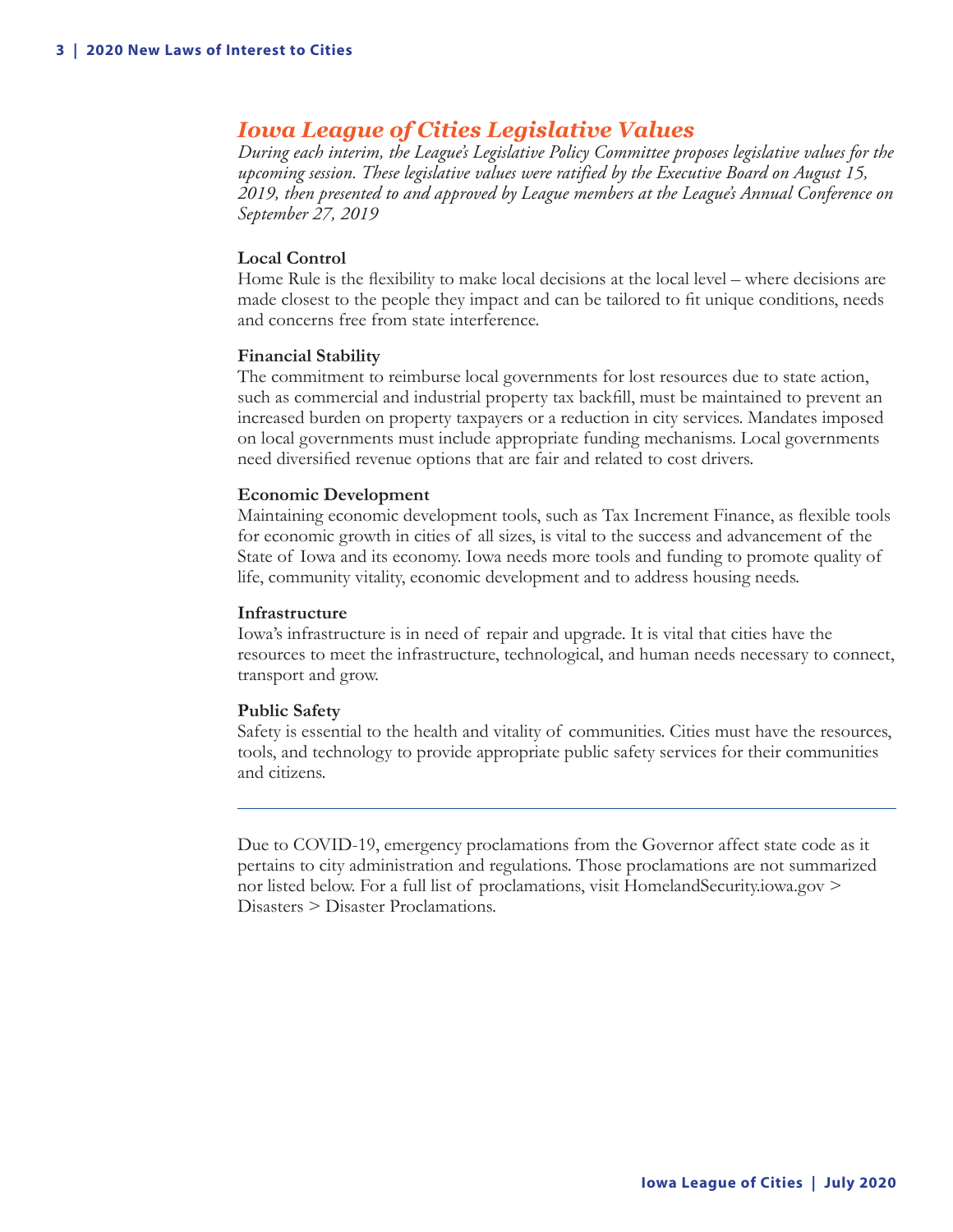## *Iowa League of Cities Legislative Values*

*During each interim, the League's Legislative Policy Committee proposes legislative values for the upcoming session. These legislative values were ratified by the Executive Board on August 15, 2019, then presented to and approved by League members at the League's Annual Conference on September 27, 2019*

**Local Control**

Home Rule is the flexibility to make local decisions at the local level – where decisions are made closest to the people they impact and can be tailored to fit unique conditions, needs and concerns free from state interference.

**Financial Stability**

The commitment to reimburse local governments for lost resources due to state action, such as commercial and industrial property tax backfill, must be maintained to prevent an increased burden on property taxpayers or a reduction in city services. Mandates imposed on local governments must include appropriate funding mechanisms. Local governments need diversified revenue options that are fair and related to cost drivers.

**Economic Development**

Maintaining economic development tools, such as Tax Increment Finance, as flexible tools for economic growth in cities of all sizes, is vital to the success and advancement of the State of Iowa and its economy. Iowa needs more tools and funding to promote quality of life, community vitality, economic development and to address housing needs.

**Infrastructure**

Iowa's infrastructure is in need of repair and upgrade. It is vital that cities have the resources to meet the infrastructure, technological, and human needs necessary to connect, transport and grow.

**Public Safety**

Safety is essential to the health and vitality of communities. Cities must have the resources, tools, and technology to provide appropriate public safety services for their communities and citizens.

---

Due to COVID-19, emergency proclamations from the Governor affect state code as it pertains to city administration and regulations. Those proclamations are not summarized nor listed below. For a full list of proclamations, visit HomelandSecurity.iowa.gov > Disasters > Disaster Proclamations.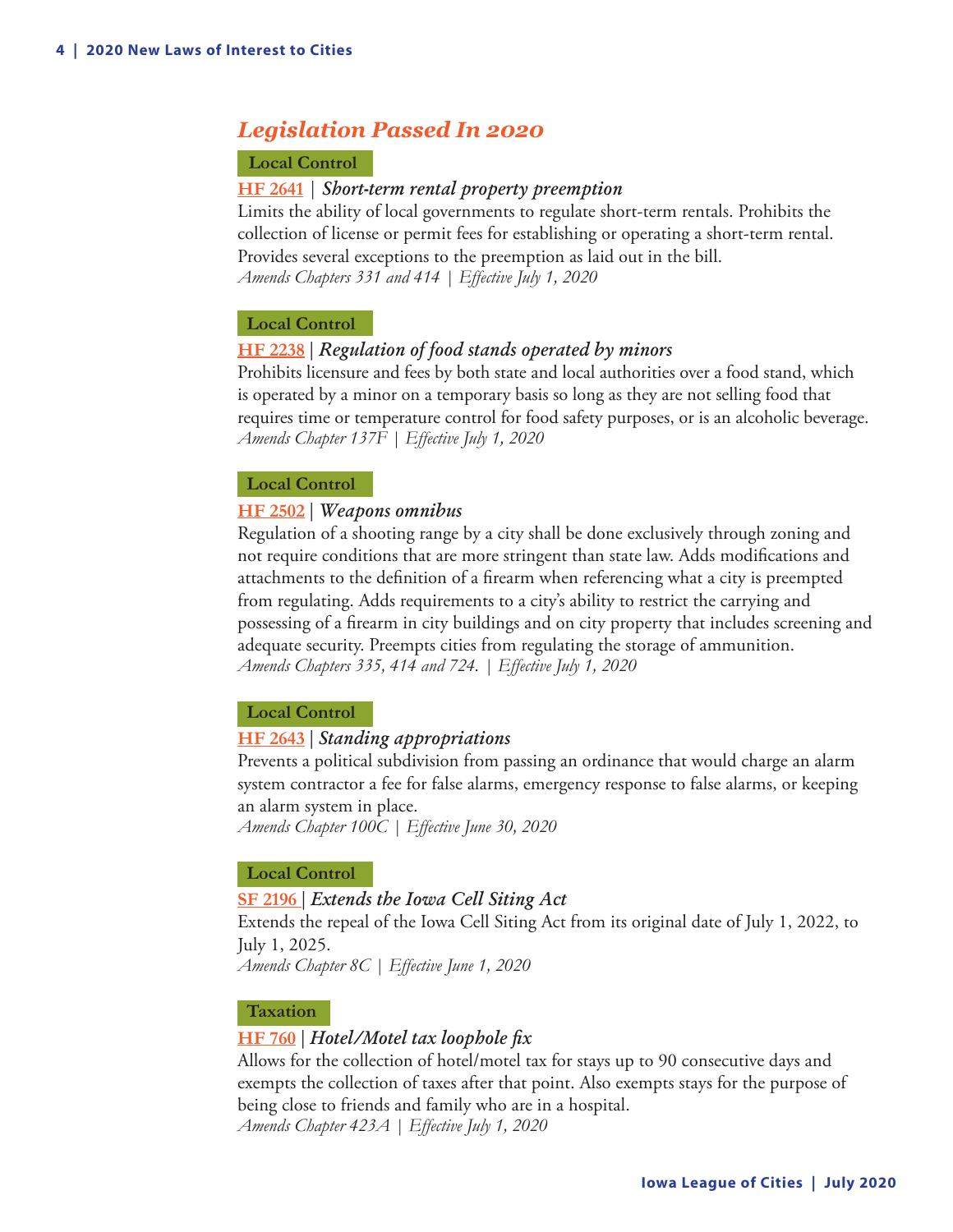## *Legislation Passed In 2020*

**Local Control**

**HF 2641** | ***Short-term rental property preemption***

Limits the ability of local governments to regulate short-term rentals. Prohibits the collection of license or permit fees for establishing or operating a short-term rental. Provides several exceptions to the preemption as laid out in the bill.

*Amends Chapters 331 and 414 | Effective July 1, 2020*

**Local Control**

**HF 2238** | ***Regulation of food stands operated by minors***

Prohibits licensure and fees by both state and local authorities over a food stand, which is operated by a minor on a temporary basis so long as they are not selling food that requires time or temperature control for food safety purposes, or is an alcoholic beverage.

*Amends Chapter 137F | Effective July 1, 2020*

**Local Control**

**HF 2502** | ***Weapons omnibus***

Regulation of a shooting range by a city shall be done exclusively through zoning and not require conditions that are more stringent than state law. Adds modifications and attachments to the definition of a firearm when referencing what a city is preempted from regulating. Adds requirements to a city's ability to restrict the carrying and possessing of a firearm in city buildings and on city property that includes screening and adequate security. Preempts cities from regulating the storage of ammunition.

*Amends Chapters 335, 414 and 724. | Effective July 1, 2020*

**Local Control**

**HF 2643** | ***Standing appropriations***

Prevents a political subdivision from passing an ordinance that would charge an alarm system contractor a fee for false alarms, emergency response to false alarms, or keeping an alarm system in place.

*Amends Chapter 100C | Effective June 30, 2020*

**Local Control**

**SF 2196** | ***Extends the Iowa Cell Siting Act***

Extends the repeal of the Iowa Cell Siting Act from its original date of July 1, 2022, to July 1, 2025.

*Amends Chapter 8C | Effective June 1, 2020*

**Taxation**

**HF 760** | ***Hotel/Motel tax loophole fix***

Allows for the collection of hotel/motel tax for stays up to 90 consecutive days and exempts the collection of taxes after that point. Also exempts stays for the purpose of being close to friends and family who are in a hospital.

*Amends Chapter 423A | Effective July 1, 2020*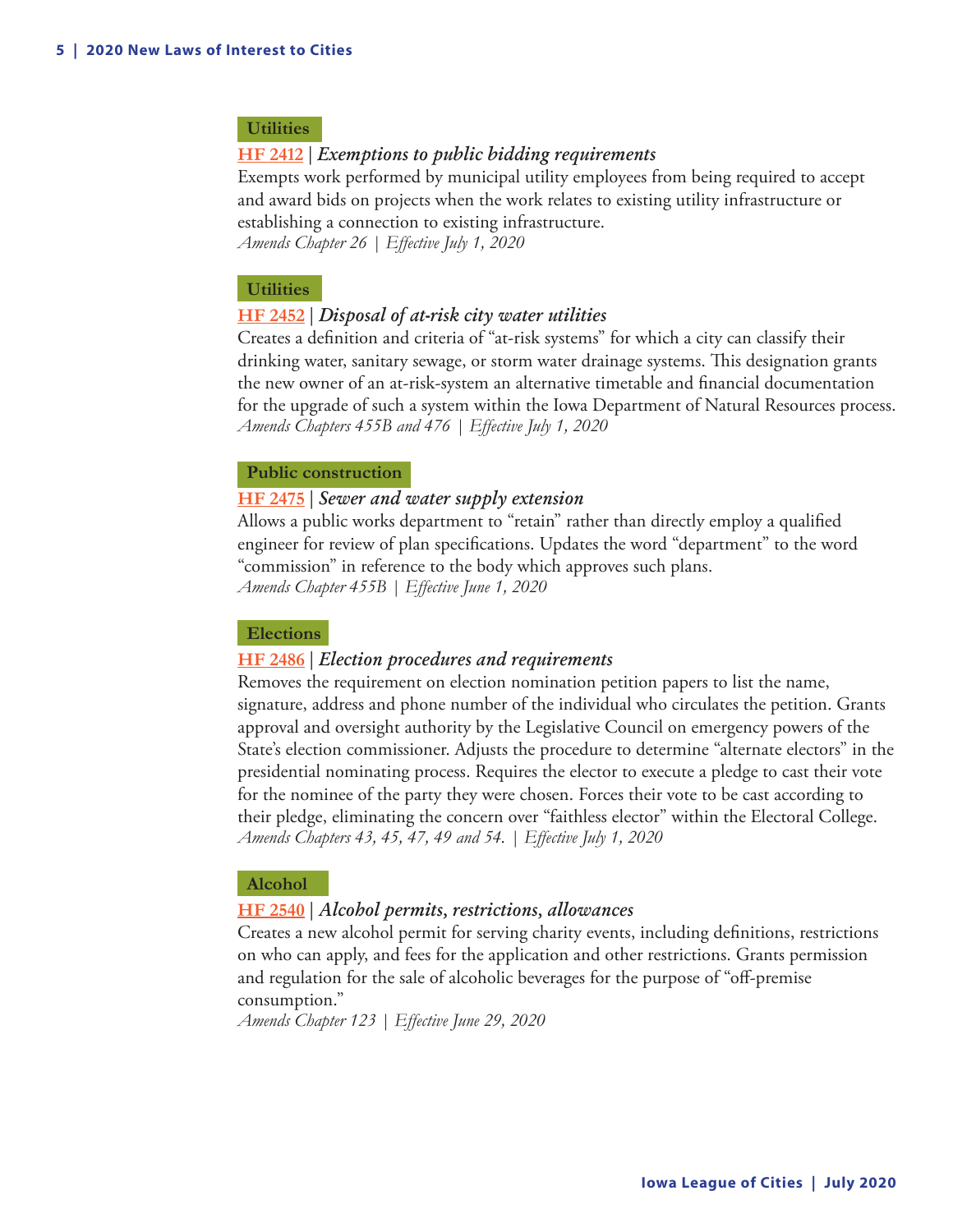**Utilities**

**HF 2412** | ***Exemptions to public bidding requirements***

Exempts work performed by municipal utility employees from being required to accept and award bids on projects when the work relates to existing utility infrastructure or establishing a connection to existing infrastructure.

*Amends Chapter 26 | Effective July 1, 2020*

**Utilities**

**HF 2452** | ***Disposal of at-risk city water utilities***

Creates a definition and criteria of "at-risk systems" for which a city can classify their drinking water, sanitary sewage, or storm water drainage systems. This designation grants the new owner of an at-risk-system an alternative timetable and financial documentation for the upgrade of such a system within the Iowa Department of Natural Resources process.

*Amends Chapters 455B and 476 | Effective July 1, 2020*

**Public construction**

**HF 2475** | ***Sewer and water supply extension***

Allows a public works department to "retain" rather than directly employ a qualified engineer for review of plan specifications. Updates the word "department" to the word "commission" in reference to the body which approves such plans.

*Amends Chapter 455B | Effective June 1, 2020*

**Elections**

**HF 2486** | ***Election procedures and requirements***

Removes the requirement on election nomination petition papers to list the name, signature, address and phone number of the individual who circulates the petition. Grants approval and oversight authority by the Legislative Council on emergency powers of the State's election commissioner. Adjusts the procedure to determine "alternate electors" in the presidential nominating process. Requires the elector to execute a pledge to cast their vote for the nominee of the party they were chosen. Forces their vote to be cast according to their pledge, eliminating the concern over "faithless elector" within the Electoral College.

*Amends Chapters 43, 45, 47, 49 and 54. | Effective July 1, 2020*

**Alcohol**

**HF 2540** | ***Alcohol permits, restrictions, allowances***

Creates a new alcohol permit for serving charity events, including definitions, restrictions on who can apply, and fees for the application and other restrictions. Grants permission and regulation for the sale of alcoholic beverages for the purpose of "off-premise consumption."

*Amends Chapter 123 | Effective June 29, 2020*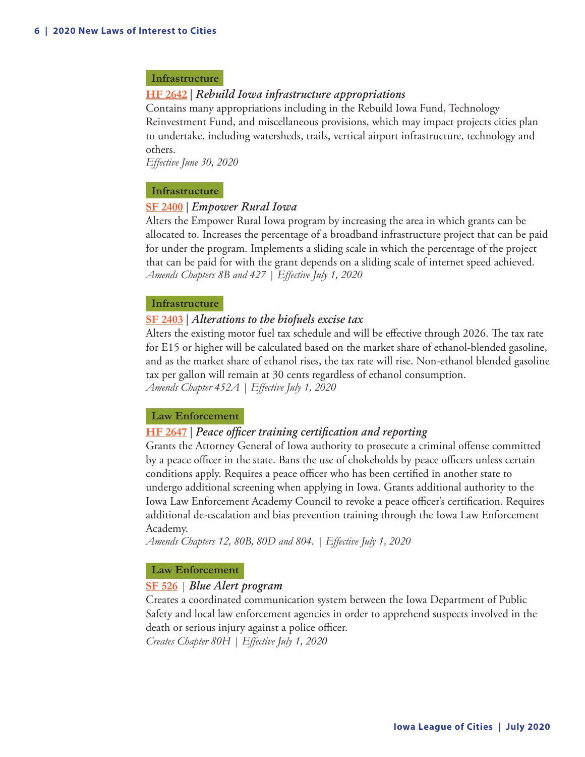**Infrastructure**

### HF 2642 | *Rebuild Iowa infrastructure appropriations*

Contains many appropriations including in the Rebuild Iowa Fund, Technology Reinvestment Fund, and miscellaneous provisions, which may impact projects cities plan to undertake, including watersheds, trails, vertical airport infrastructure, technology and others.

*Effective June 30, 2020*

**Infrastructure**

### SF 2400 | *Empower Rural Iowa*

Alters the Empower Rural Iowa program by increasing the area in which grants can be allocated to. Increases the percentage of a broadband infrastructure project that can be paid for under the program. Implements a sliding scale in which the percentage of the project that can be paid for with the grant depends on a sliding scale of internet speed achieved.

*Amends Chapters 8B and 427 | Effective July 1, 2020*

**Infrastructure**

### SF 2403 | *Alterations to the biofuels excise tax*

Alters the existing motor fuel tax schedule and will be effective through 2026. The tax rate for E15 or higher will be calculated based on the market share of ethanol-blended gasoline, and as the market share of ethanol rises, the tax rate will rise. Non-ethanol blended gasoline tax per gallon will remain at 30 cents regardless of ethanol consumption.

*Amends Chapter 452A | Effective July 1, 2020*

**Law Enforcement**

### HF 2647 | *Peace officer training certification and reporting*

Grants the Attorney General of Iowa authority to prosecute a criminal offense committed by a peace officer in the state. Bans the use of chokeholds by peace officers unless certain conditions apply. Requires a peace officer who has been certified in another state to undergo additional screening when applying in Iowa. Grants additional authority to the Iowa Law Enforcement Academy Council to revoke a peace officer's certification. Requires additional de-escalation and bias prevention training through the Iowa Law Enforcement Academy.

*Amends Chapters 12, 80B, 80D and 804. | Effective July 1, 2020*

**Law Enforcement**

### SF 526 | *Blue Alert program*

Creates a coordinated communication system between the Iowa Department of Public Safety and local law enforcement agencies in order to apprehend suspects involved in the death or serious injury against a police officer.

*Creates Chapter 80H | Effective July 1, 2020*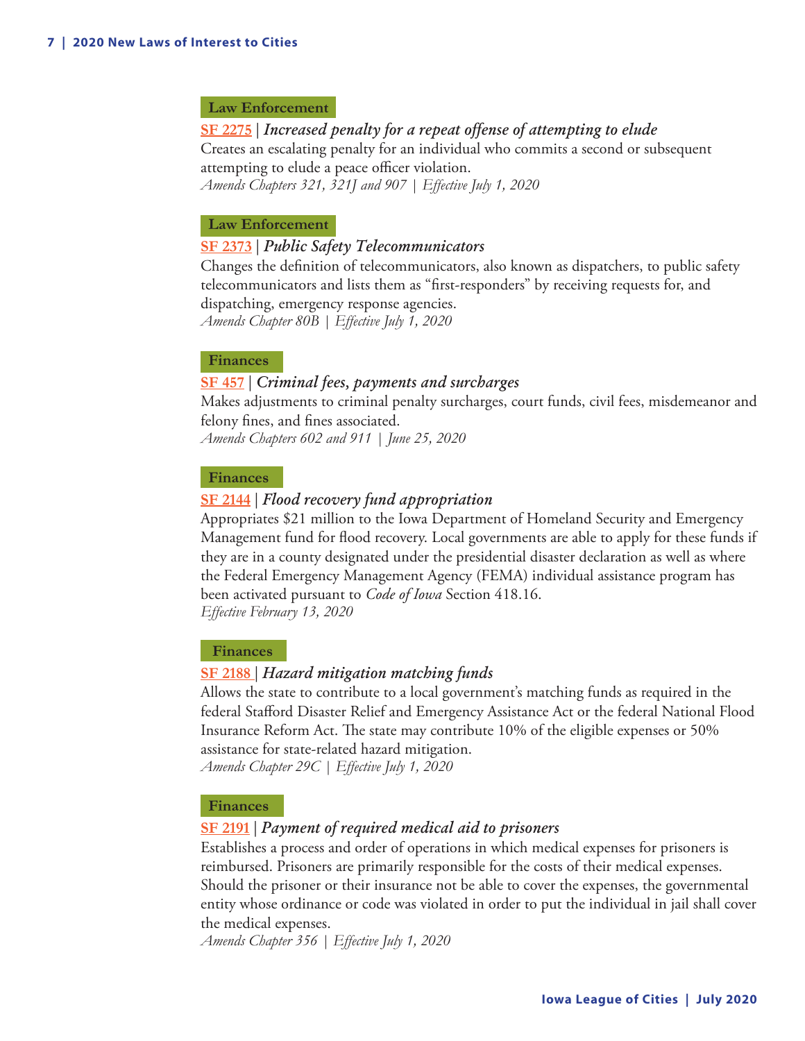**Law Enforcement**

**SF 2275** | ***Increased penalty for a repeat offense of attempting to elude***

Creates an escalating penalty for an individual who commits a second or subsequent attempting to elude a peace officer violation.

*Amends Chapters 321, 321J and 907 | Effective July 1, 2020*

**Law Enforcement**

**SF 2373** | ***Public Safety Telecommunicators***

Changes the definition of telecommunicators, also known as dispatchers, to public safety telecommunicators and lists them as "first-responders" by receiving requests for, and dispatching, emergency response agencies.

*Amends Chapter 80B | Effective July 1, 2020*

**Finances**

**SF 457** | ***Criminal fees, payments and surcharges***

Makes adjustments to criminal penalty surcharges, court funds, civil fees, misdemeanor and felony fines, and fines associated.

*Amends Chapters 602 and 911 | June 25, 2020*

**Finances**

**SF 2144** | ***Flood recovery fund appropriation***

Appropriates $21 million to the Iowa Department of Homeland Security and Emergency Management fund for flood recovery. Local governments are able to apply for these funds if they are in a county designated under the presidential disaster declaration as well as where the Federal Emergency Management Agency (FEMA) individual assistance program has been activated pursuant to *Code of Iowa* Section 418.16.

*Effective February 13, 2020*

**Finances**

**SF 2188** | ***Hazard mitigation matching funds***

Allows the state to contribute to a local government's matching funds as required in the federal Stafford Disaster Relief and Emergency Assistance Act or the federal National Flood Insurance Reform Act. The state may contribute 10% of the eligible expenses or 50% assistance for state-related hazard mitigation.

*Amends Chapter 29C | Effective July 1, 2020*

**Finances**

**SF 2191** | ***Payment of required medical aid to prisoners***

Establishes a process and order of operations in which medical expenses for prisoners is reimbursed. Prisoners are primarily responsible for the costs of their medical expenses. Should the prisoner or their insurance not be able to cover the expenses, the governmental entity whose ordinance or code was violated in order to put the individual in jail shall cover the medical expenses.

*Amends Chapter 356 | Effective July 1, 2020*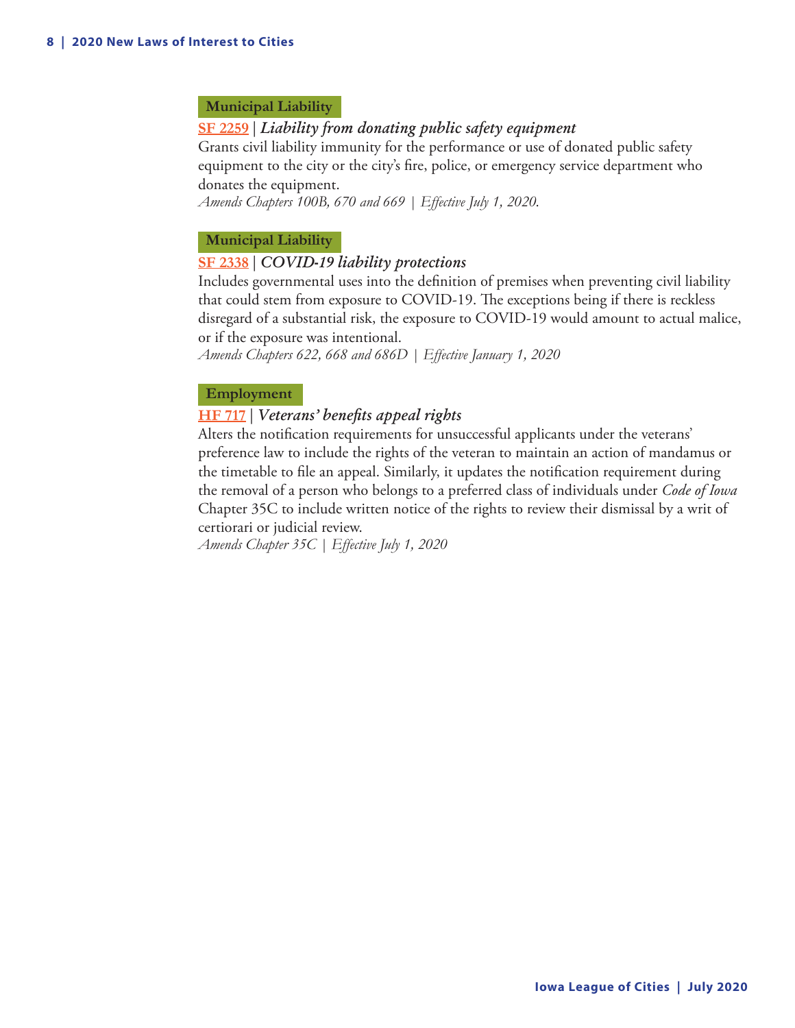**Municipal Liability**

### SF 2259 | *Liability from donating public safety equipment*

Grants civil liability immunity for the performance or use of donated public safety equipment to the city or the city's fire, police, or emergency service department who donates the equipment.

*Amends Chapters 100B, 670 and 669 | Effective July 1, 2020.*

**Municipal Liability**

### SF 2338 | *COVID-19 liability protections*

Includes governmental uses into the definition of premises when preventing civil liability that could stem from exposure to COVID-19. The exceptions being if there is reckless disregard of a substantial risk, the exposure to COVID-19 would amount to actual malice, or if the exposure was intentional.

*Amends Chapters 622, 668 and 686D | Effective January 1, 2020*

**Employment**

### HF 717 | *Veterans' benefits appeal rights*

Alters the notification requirements for unsuccessful applicants under the veterans' preference law to include the rights of the veteran to maintain an action of mandamus or the timetable to file an appeal. Similarly, it updates the notification requirement during the removal of a person who belongs to a preferred class of individuals under *Code of Iowa* Chapter 35C to include written notice of the rights to review their dismissal by a writ of certiorari or judicial review.

*Amends Chapter 35C | Effective July 1, 2020*